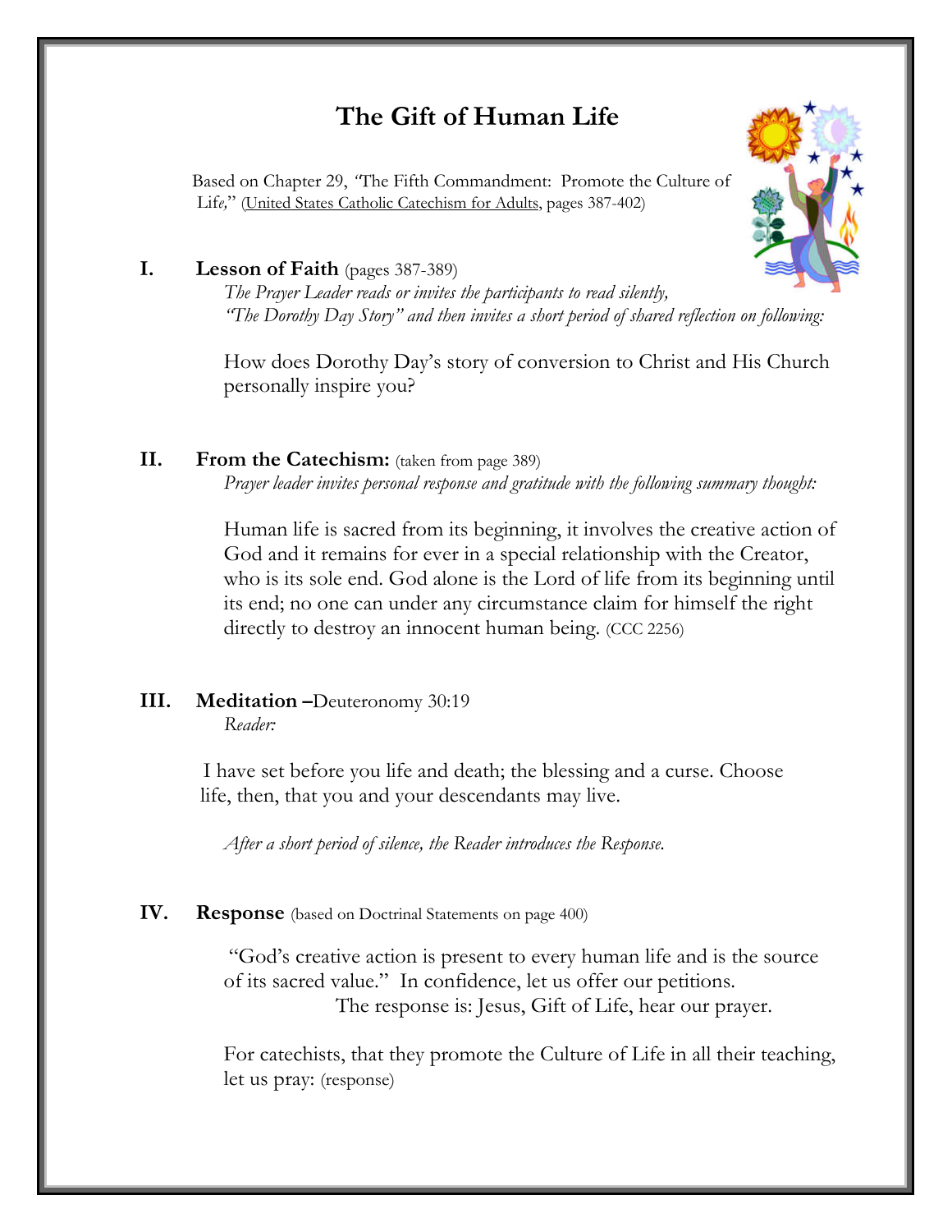# The Gift of Human Life

Based on Chapter 29, "The Fifth Commandment: Promote the Culture of Life," (United States Catholic Catechism for Adults, pages 387-402)

## I. Lesson of Faith (pages 387-389)

*The Prayer Leader reads or invites the participants to read silently, "The Dorothy Day Story" and then invites a short period of shared reflection on following:*

How does Dorothy Day's story of conversion to Christ and His Church personally inspire you?

## II. From the Catechism: (taken from page 389)

*Prayer leader invites personal response and gratitude with the following summary thought:*

Human life is sacred from its beginning, it involves the creative action of God and it remains for ever in a special relationship with the Creator, who is its sole end. God alone is the Lord of life from its beginning until its end; no one can under any circumstance claim for himself the right directly to destroy an innocent human being. (CCC 2256)

## III. Meditation –Deuteronomy 30:19

*Reader:*

I have set before you life and death; the blessing and a curse. Choose life, then, that you and your descendants may live.

*After a short period of silence, the Reader introduces the Response.*

## IV. Response (based on Doctrinal Statements on page 400)

"God's creative action is present to every human life and is the source of its sacred value." In confidence, let us offer our petitions.

The response is: Jesus, Gift of Life, hear our prayer.

For catechists, that they promote the Culture of Life in all their teaching, let us pray: (response)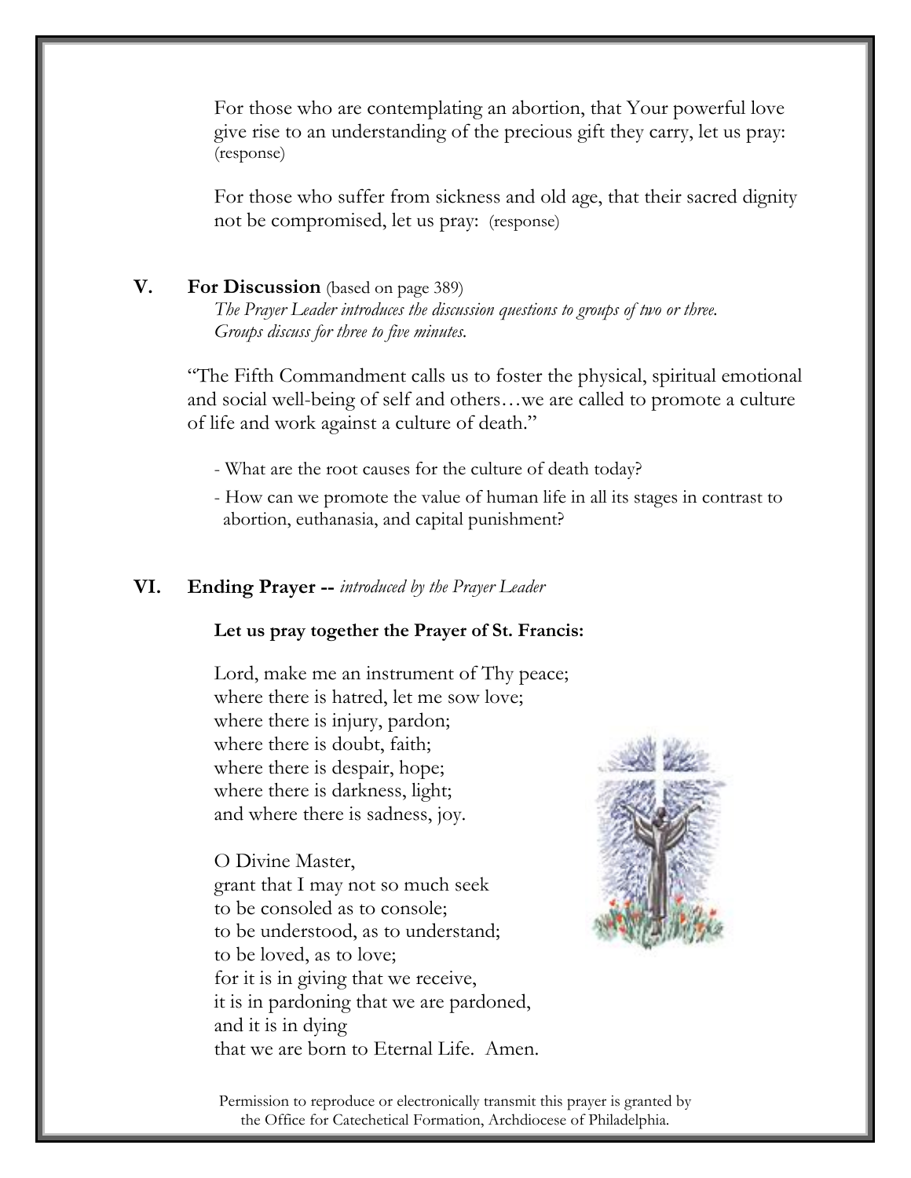For those who are contemplating an abortion, that Your powerful love give rise to an understanding of the precious gift they carry, let us pray: (response)

For those who suffer from sickness and old age, that their sacred dignity not be compromised, let us pray: (response)

## V. For Discussion (based on page 389)

*The Prayer Leader introduces the discussion questions to groups of two or three. Groups discuss for three to five minutes.*

"The Fifth Commandment calls us to foster the physical, spiritual emotional and social well-being of self and others…we are called to promote a culture of life and work against a culture of death."

- What are the root causes for the culture of death today?
- How can we promote the value of human life in all its stages in contrast to abortion, euthanasia, and capital punishment?

## VI. Ending Prayer -- *introduced by the Prayer Leader*

**Let us pray together the Prayer of St. Francis:**

Lord, make me an instrument of Thy peace;
where there is hatred, let me sow love;
where there is injury, pardon;
where there is doubt, faith;
where there is despair, hope;
where there is darkness, light;
and where there is sadness, joy.

O Divine Master,
grant that I may not so much seek
to be consoled as to console;
to be understood, as to understand;
to be loved, as to love;
for it is in giving that we receive,
it is in pardoning that we are pardoned,
and it is in dying
that we are born to Eternal Life. Amen.

Permission to reproduce or electronically transmit this prayer is granted by the Office for Catechetical Formation, Archdiocese of Philadelphia.